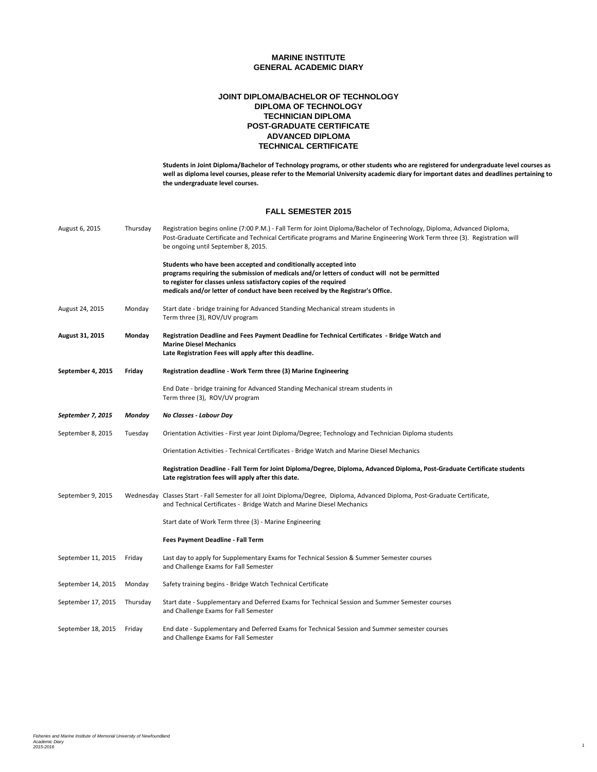# MARINE INSTITUTE
# GENERAL ACADEMIC DIARY

## JOINT DIPLOMA/BACHELOR OF TECHNOLOGY
## DIPLOMA OF TECHNOLOGY
## TECHNICIAN DIPLOMA
## POST-GRADUATE CERTIFICATE
## ADVANCED DIPLOMA
## TECHNICAL CERTIFICATE

**Students in Joint Diploma/Bachelor of Technology programs, or other students who are registered for undergraduate level courses as well as diploma level courses, please refer to the Memorial University academic diary for important dates and deadlines pertaining to the undergraduate level courses.**

## FALL SEMESTER 2015

| Date | Day | Event |
|---|---|---|
| August 6, 2015 | Thursday | Registration begins online (7:00 P.M.) - Fall Term for Joint Diploma/Bachelor of Technology, Diploma, Advanced Diploma, Post-Graduate Certificate and Technical Certificate programs and Marine Engineering Work Term three (3). Registration will be ongoing until September 8, 2015.<br><br>**Students who have been accepted and conditionally accepted into programs requiring the submission of medicals and/or letters of conduct will not be permitted to register for classes unless satisfactory copies of the required medicals and/or letter of conduct have been received by the Registrar's Office.** |
| August 24, 2015 | Monday | Start date - bridge training for Advanced Standing Mechanical stream students in Term three (3), ROV/UV program |
| **August 31, 2015** | **Monday** | **Registration Deadline and Fees Payment Deadline for Technical Certificates - Bridge Watch and Marine Diesel Mechanics**<br>**Late Registration Fees will apply after this deadline.** |
| **September 4, 2015** | **Friday** | **Registration deadline - Work Term three (3) Marine Engineering**<br><br>End Date - bridge training for Advanced Standing Mechanical stream students in Term three (3), ROV/UV program |
| ***September 7, 2015*** | ***Monday*** | ***No Classes - Labour Day*** |
| September 8, 2015 | Tuesday | Orientation Activities - First year Joint Diploma/Degree; Technology and Technician Diploma students<br><br>Orientation Activities - Technical Certificates - Bridge Watch and Marine Diesel Mechanics<br><br>**Registration Deadline - Fall Term for Joint Diploma/Degree, Diploma, Advanced Diploma, Post-Graduate Certificate students**<br>**Late registration fees will apply after this date.** |
| September 9, 2015 | Wednesday | Classes Start - Fall Semester for all Joint Diploma/Degree, Diploma, Advanced Diploma, Post-Graduate Certificate, and Technical Certificates - Bridge Watch and Marine Diesel Mechanics<br><br>Start date of Work Term three (3) - Marine Engineering<br><br>**Fees Payment Deadline - Fall Term** |
| September 11, 2015 | Friday | Last day to apply for Supplementary Exams for Technical Session & Summer Semester courses and Challenge Exams for Fall Semester |
| September 14, 2015 | Monday | Safety training begins - Bridge Watch Technical Certificate |
| September 17, 2015 | Thursday | Start date - Supplementary and Deferred Exams for Technical Session and Summer Semester courses and Challenge Exams for Fall Semester |
| September 18, 2015 | Friday | End date - Supplementary and Deferred Exams for Technical Session and Summer semester courses and Challenge Exams for Fall Semester |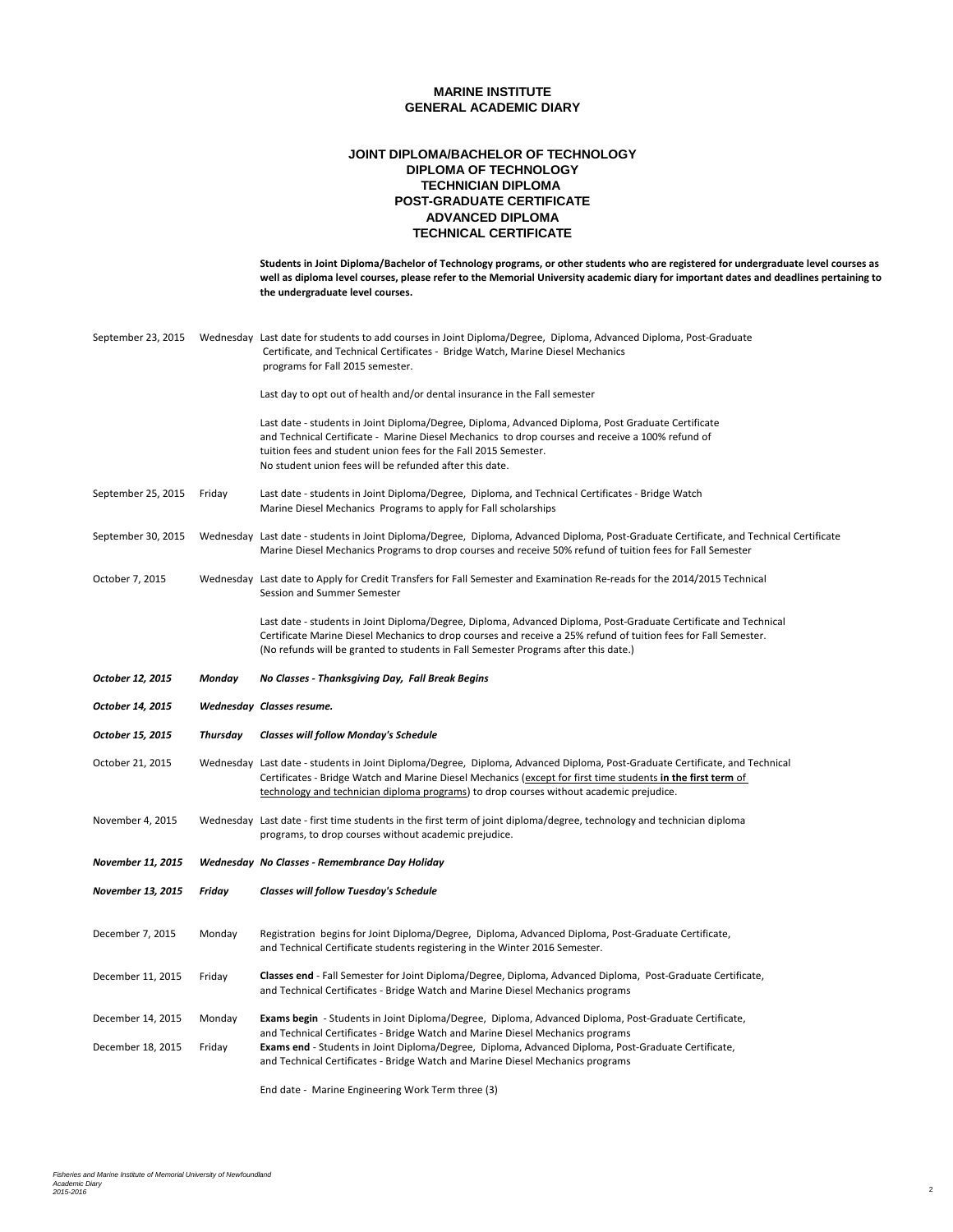# MARINE INSTITUTE
## GENERAL ACADEMIC DIARY

### JOINT DIPLOMA/BACHELOR OF TECHNOLOGY
### DIPLOMA OF TECHNOLOGY
### TECHNICIAN DIPLOMA
### POST-GRADUATE CERTIFICATE
### ADVANCED DIPLOMA
### TECHNICAL CERTIFICATE

**Students in Joint Diploma/Bachelor of Technology programs, or other students who are registered for undergraduate level courses as well as diploma level courses, please refer to the Memorial University academic diary for important dates and deadlines pertaining to the undergraduate level courses.**

| Date | Day | Event |
|---|---|---|
| September 23, 2015 | Wednesday | Last date for students to add courses in Joint Diploma/Degree, Diploma, Advanced Diploma, Post-Graduate Certificate, and Technical Certificates - Bridge Watch, Marine Diesel Mechanics programs for Fall 2015 semester. |
| | | Last day to opt out of health and/or dental insurance in the Fall semester |
| | | Last date - students in Joint Diploma/Degree, Diploma, Advanced Diploma, Post Graduate Certificate and Technical Certificate - Marine Diesel Mechanics to drop courses and receive a 100% refund of tuition fees and student union fees for the Fall 2015 Semester. No student union fees will be refunded after this date. |
| September 25, 2015 | Friday | Last date - students in Joint Diploma/Degree, Diploma, and Technical Certificates - Bridge Watch Marine Diesel Mechanics Programs to apply for Fall scholarships |
| September 30, 2015 | Wednesday | Last date - students in Joint Diploma/Degree, Diploma, Advanced Diploma, Post-Graduate Certificate, and Technical Certificate Marine Diesel Mechanics Programs to drop courses and receive 50% refund of tuition fees for Fall Semester |
| October 7, 2015 | Wednesday | Last date to Apply for Credit Transfers for Fall Semester and Examination Re-reads for the 2014/2015 Technical Session and Summer Semester |
| | | Last date - students in Joint Diploma/Degree, Diploma, Advanced Diploma, Post-Graduate Certificate and Technical Certificate Marine Diesel Mechanics to drop courses and receive a 25% refund of tuition fees for Fall Semester. (No refunds will be granted to students in Fall Semester Programs after this date.) |
| ***October 12, 2015*** | ***Monday*** | ***No Classes - Thanksgiving Day, Fall Break Begins*** |
| ***October 14, 2015*** | ***Wednesday*** | ***Classes resume.*** |
| ***October 15, 2015*** | ***Thursday*** | ***Classes will follow Monday's Schedule*** |
| October 21, 2015 | Wednesday | Last date - students in Joint Diploma/Degree, Diploma, Advanced Diploma, Post-Graduate Certificate, and Technical Certificates - Bridge Watch and Marine Diesel Mechanics (except for first time students **in the first term** of technology and technician diploma programs) to drop courses without academic prejudice. |
| November 4, 2015 | Wednesday | Last date - first time students in the first term of joint diploma/degree, technology and technician diploma programs, to drop courses without academic prejudice. |
| ***November 11, 2015*** | ***Wednesday*** | ***No Classes - Remembrance Day Holiday*** |
| ***November 13, 2015*** | ***Friday*** | ***Classes will follow Tuesday's Schedule*** |
| December 7, 2015 | Monday | Registration begins for Joint Diploma/Degree, Diploma, Advanced Diploma, Post-Graduate Certificate, and Technical Certificate students registering in the Winter 2016 Semester. |
| December 11, 2015 | Friday | **Classes end** - Fall Semester for Joint Diploma/Degree, Diploma, Advanced Diploma, Post-Graduate Certificate, and Technical Certificates - Bridge Watch and Marine Diesel Mechanics programs |
| December 14, 2015 | Monday | **Exams begin** - Students in Joint Diploma/Degree, Diploma, Advanced Diploma, Post-Graduate Certificate, and Technical Certificates - Bridge Watch and Marine Diesel Mechanics programs |
| December 18, 2015 | Friday | **Exams end** - Students in Joint Diploma/Degree, Diploma, Advanced Diploma, Post-Graduate Certificate, and Technical Certificates - Bridge Watch and Marine Diesel Mechanics programs |
| | | End date - Marine Engineering Work Term three (3) |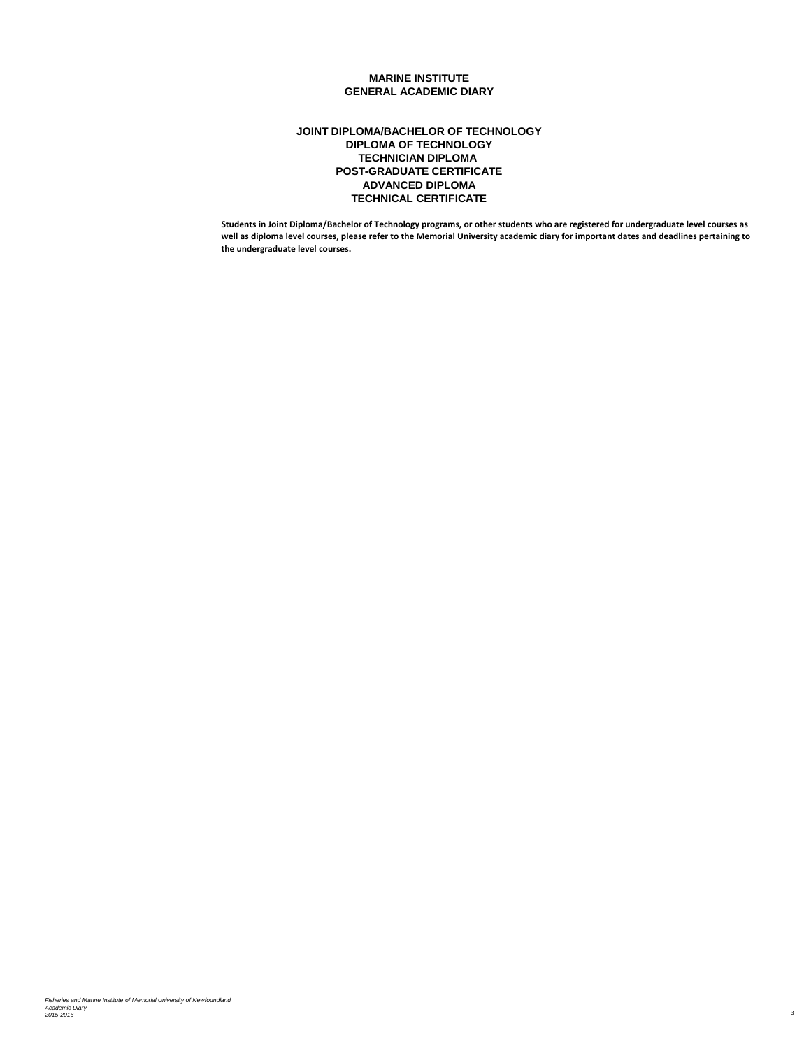# MARINE INSTITUTE
# GENERAL ACADEMIC DIARY

## JOINT DIPLOMA/BACHELOR OF TECHNOLOGY
## DIPLOMA OF TECHNOLOGY
## TECHNICIAN DIPLOMA
## POST-GRADUATE CERTIFICATE
## ADVANCED DIPLOMA
## TECHNICAL CERTIFICATE

**Students in Joint Diploma/Bachelor of Technology programs, or other students who are registered for undergraduate level courses as well as diploma level courses, please refer to the Memorial University academic diary for important dates and deadlines pertaining to the undergraduate level courses.**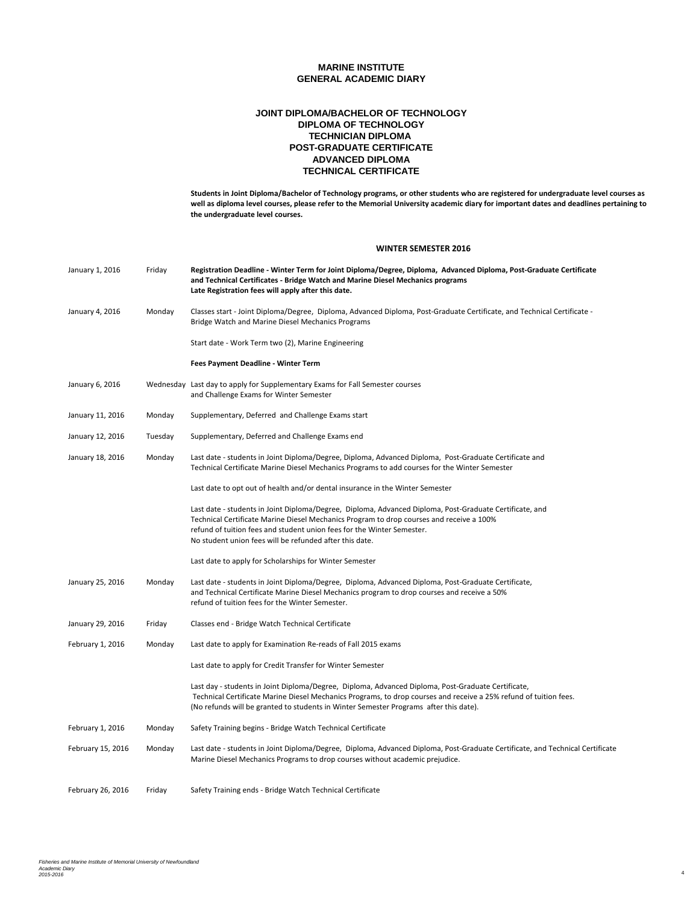# MARINE INSTITUTE
# GENERAL ACADEMIC DIARY

## JOINT DIPLOMA/BACHELOR OF TECHNOLOGY
## DIPLOMA OF TECHNOLOGY
## TECHNICIAN DIPLOMA
## POST-GRADUATE CERTIFICATE
## ADVANCED DIPLOMA
## TECHNICAL CERTIFICATE

**Students in Joint Diploma/Bachelor of Technology programs, or other students who are registered for undergraduate level courses as well as diploma level courses, please refer to the Memorial University academic diary for important dates and deadlines pertaining to the undergraduate level courses.**

### WINTER SEMESTER 2016

| Date | Day | Event |
|---|---|---|
| January 1, 2016 | Friday | **Registration Deadline - Winter Term for Joint Diploma/Degree, Diploma, Advanced Diploma, Post-Graduate Certificate and Technical Certificates - Bridge Watch and Marine Diesel Mechanics programs Late Registration fees will apply after this date.** |
| January 4, 2016 | Monday | Classes start - Joint Diploma/Degree, Diploma, Advanced Diploma, Post-Graduate Certificate, and Technical Certificate - Bridge Watch and Marine Diesel Mechanics Programs |
| | | Start date - Work Term two (2), Marine Engineering |
| | | **Fees Payment Deadline - Winter Term** |
| January 6, 2016 | Wednesday | Last day to apply for Supplementary Exams for Fall Semester courses and Challenge Exams for Winter Semester |
| January 11, 2016 | Monday | Supplementary, Deferred and Challenge Exams start |
| January 12, 2016 | Tuesday | Supplementary, Deferred and Challenge Exams end |
| January 18, 2016 | Monday | Last date - students in Joint Diploma/Degree, Diploma, Advanced Diploma, Post-Graduate Certificate and Technical Certificate Marine Diesel Mechanics Programs to add courses for the Winter Semester |
| | | Last date to opt out of health and/or dental insurance in the Winter Semester |
| | | Last date - students in Joint Diploma/Degree, Diploma, Advanced Diploma, Post-Graduate Certificate, and Technical Certificate Marine Diesel Mechanics Program to drop courses and receive a 100% refund of tuition fees and student union fees for the Winter Semester. No student union fees will be refunded after this date. |
| | | Last date to apply for Scholarships for Winter Semester |
| January 25, 2016 | Monday | Last date - students in Joint Diploma/Degree, Diploma, Advanced Diploma, Post-Graduate Certificate, and Technical Certificate Marine Diesel Mechanics program to drop courses and receive a 50% refund of tuition fees for the Winter Semester. |
| January 29, 2016 | Friday | Classes end - Bridge Watch Technical Certificate |
| February 1, 2016 | Monday | Last date to apply for Examination Re-reads of Fall 2015 exams |
| | | Last date to apply for Credit Transfer for Winter Semester |
| | | Last day - students in Joint Diploma/Degree, Diploma, Advanced Diploma, Post-Graduate Certificate, Technical Certificate Marine Diesel Mechanics Programs, to drop courses and receive a 25% refund of tuition fees. (No refunds will be granted to students in Winter Semester Programs after this date). |
| February 1, 2016 | Monday | Safety Training begins - Bridge Watch Technical Certificate |
| February 15, 2016 | Monday | Last date - students in Joint Diploma/Degree, Diploma, Advanced Diploma, Post-Graduate Certificate, and Technical Certificate Marine Diesel Mechanics Programs to drop courses without academic prejudice. |
| February 26, 2016 | Friday | Safety Training ends - Bridge Watch Technical Certificate |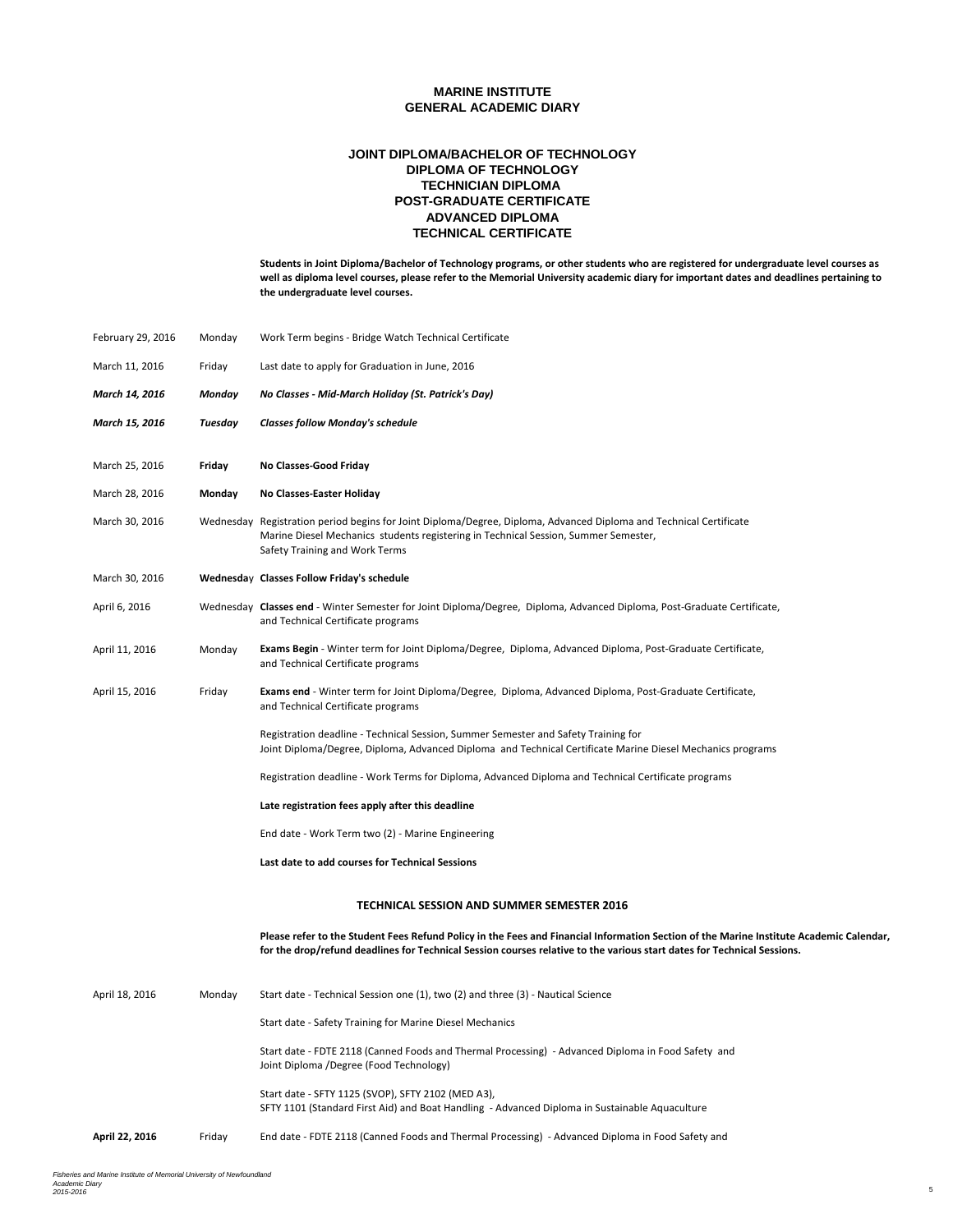# MARINE INSTITUTE
# GENERAL ACADEMIC DIARY

## JOINT DIPLOMA/BACHELOR OF TECHNOLOGY
## DIPLOMA OF TECHNOLOGY
## TECHNICIAN DIPLOMA
## POST-GRADUATE CERTIFICATE
## ADVANCED DIPLOMA
## TECHNICAL CERTIFICATE

**Students in Joint Diploma/Bachelor of Technology programs, or other students who are registered for undergraduate level courses as well as diploma level courses, please refer to the Memorial University academic diary for important dates and deadlines pertaining to the undergraduate level courses.**

| Date | Day | Event |
|---|---|---|
| February 29, 2016 | Monday | Work Term begins - Bridge Watch Technical Certificate |
| March 11, 2016 | Friday | Last date to apply for Graduation in June, 2016 |
| ***March 14, 2016*** | ***Monday*** | ***No Classes - Mid-March Holiday (St. Patrick's Day)*** |
| ***March 15, 2016*** | ***Tuesday*** | ***Classes follow Monday's schedule*** |
| March 25, 2016 | **Friday** | **No Classes-Good Friday** |
| March 28, 2016 | **Monday** | **No Classes-Easter Holiday** |
| March 30, 2016 | Wednesday | Registration period begins for Joint Diploma/Degree, Diploma, Advanced Diploma and Technical Certificate Marine Diesel Mechanics students registering in Technical Session, Summer Semester, Safety Training and Work Terms |
| March 30, 2016 | **Wednesday** | **Classes Follow Friday's schedule** |
| April 6, 2016 | Wednesday | **Classes end** - Winter Semester for Joint Diploma/Degree, Diploma, Advanced Diploma, Post-Graduate Certificate, and Technical Certificate programs |
| April 11, 2016 | Monday | **Exams Begin** - Winter term for Joint Diploma/Degree, Diploma, Advanced Diploma, Post-Graduate Certificate, and Technical Certificate programs |
| April 15, 2016 | Friday | **Exams end** - Winter term for Joint Diploma/Degree, Diploma, Advanced Diploma, Post-Graduate Certificate, and Technical Certificate programs |
| | | Registration deadline - Technical Session, Summer Semester and Safety Training for Joint Diploma/Degree, Diploma, Advanced Diploma and Technical Certificate Marine Diesel Mechanics programs |
| | | Registration deadline - Work Terms for Diploma, Advanced Diploma and Technical Certificate programs |
| | | **Late registration fees apply after this deadline** |
| | | End date - Work Term two (2) - Marine Engineering |
| | | **Last date to add courses for Technical Sessions** |

### TECHNICAL SESSION AND SUMMER SEMESTER 2016

**Please refer to the Student Fees Refund Policy in the Fees and Financial Information Section of the Marine Institute Academic Calendar, for the drop/refund deadlines for Technical Session courses relative to the various start dates for Technical Sessions.**

| Date | Day | Event |
|---|---|---|
| April 18, 2016 | Monday | Start date - Technical Session one (1), two (2) and three (3) - Nautical Science |
| | | Start date - Safety Training for Marine Diesel Mechanics |
| | | Start date - FDTE 2118 (Canned Foods and Thermal Processing) - Advanced Diploma in Food Safety and Joint Diploma /Degree (Food Technology) |
| | | Start date - SFTY 1125 (SVOP), SFTY 2102 (MED A3), SFTY 1101 (Standard First Aid) and Boat Handling - Advanced Diploma in Sustainable Aquaculture |
| **April 22, 2016** | Friday | End date - FDTE 2118 (Canned Foods and Thermal Processing) - Advanced Diploma in Food Safety and |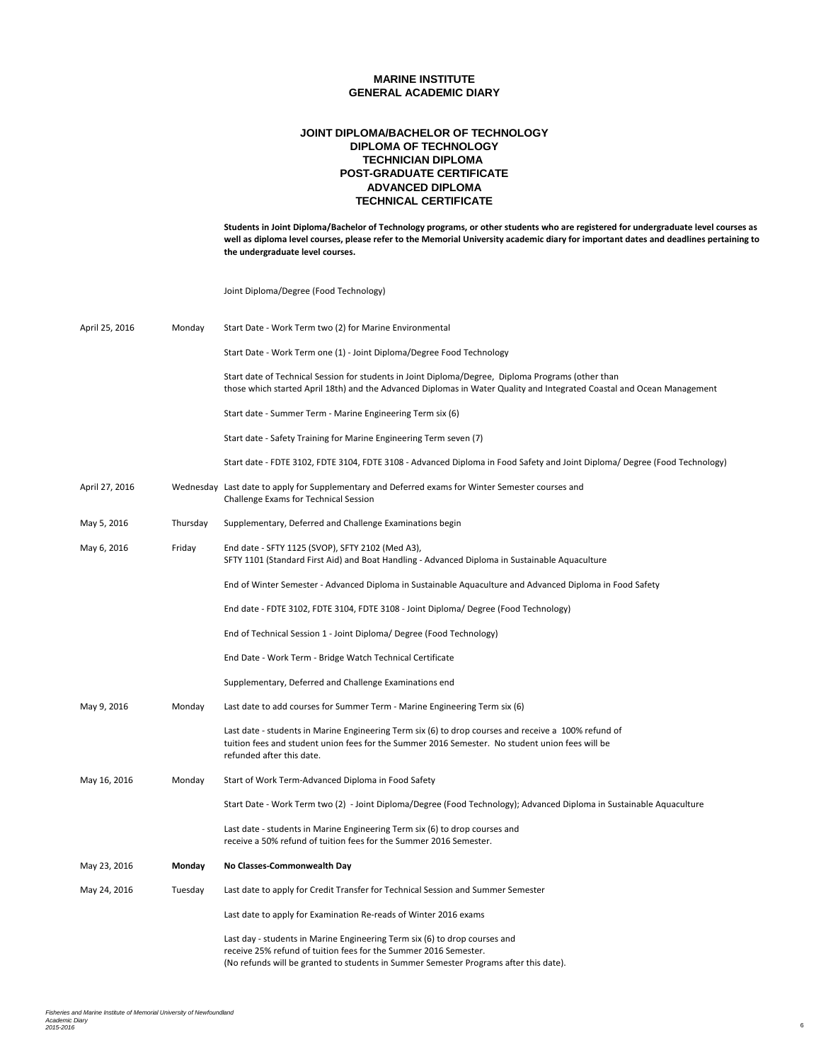# MARINE INSTITUTE
## GENERAL ACADEMIC DIARY

### JOINT DIPLOMA/BACHELOR OF TECHNOLOGY
### DIPLOMA OF TECHNOLOGY
### TECHNICIAN DIPLOMA
### POST-GRADUATE CERTIFICATE
### ADVANCED DIPLOMA
### TECHNICAL CERTIFICATE

**Students in Joint Diploma/Bachelor of Technology programs, or other students who are registered for undergraduate level courses as well as diploma level courses, please refer to the Memorial University academic diary for important dates and deadlines pertaining to the undergraduate level courses.**

Joint Diploma/Degree (Food Technology)

| Date | Day | Event |
|---|---|---|
| April 25, 2016 | Monday | Start Date - Work Term two (2) for Marine Environmental |
| | | Start Date - Work Term one (1) - Joint Diploma/Degree Food Technology |
| | | Start date of Technical Session for students in Joint Diploma/Degree, Diploma Programs (other than those which started April 18th) and the Advanced Diplomas in Water Quality and Integrated Coastal and Ocean Management |
| | | Start date - Summer Term - Marine Engineering Term six (6) |
| | | Start date - Safety Training for Marine Engineering Term seven (7) |
| | | Start date - FDTE 3102, FDTE 3104, FDTE 3108 - Advanced Diploma in Food Safety and Joint Diploma/ Degree (Food Technology) |
| April 27, 2016 | Wednesday | Last date to apply for Supplementary and Deferred exams for Winter Semester courses and Challenge Exams for Technical Session |
| May 5, 2016 | Thursday | Supplementary, Deferred and Challenge Examinations begin |
| May 6, 2016 | Friday | End date - SFTY 1125 (SVOP), SFTY 2102 (Med A3), SFTY 1101 (Standard First Aid) and Boat Handling - Advanced Diploma in Sustainable Aquaculture |
| | | End of Winter Semester - Advanced Diploma in Sustainable Aquaculture and Advanced Diploma in Food Safety |
| | | End date - FDTE 3102, FDTE 3104, FDTE 3108 - Joint Diploma/ Degree (Food Technology) |
| | | End of Technical Session 1 - Joint Diploma/ Degree (Food Technology) |
| | | End Date - Work Term - Bridge Watch Technical Certificate |
| | | Supplementary, Deferred and Challenge Examinations end |
| May 9, 2016 | Monday | Last date to add courses for Summer Term - Marine Engineering Term six (6) |
| | | Last date - students in Marine Engineering Term six (6) to drop courses and receive a 100% refund of tuition fees and student union fees for the Summer 2016 Semester. No student union fees will be refunded after this date. |
| May 16, 2016 | Monday | Start of Work Term-Advanced Diploma in Food Safety |
| | | Start Date - Work Term two (2) - Joint Diploma/Degree (Food Technology); Advanced Diploma in Sustainable Aquaculture |
| | | Last date - students in Marine Engineering Term six (6) to drop courses and receive a 50% refund of tuition fees for the Summer 2016 Semester. |
| May 23, 2016 | **Monday** | **No Classes-Commonwealth Day** |
| May 24, 2016 | Tuesday | Last date to apply for Credit Transfer for Technical Session and Summer Semester |
| | | Last date to apply for Examination Re-reads of Winter 2016 exams |
| | | Last day - students in Marine Engineering Term six (6) to drop courses and receive 25% refund of tuition fees for the Summer 2016 Semester. (No refunds will be granted to students in Summer Semester Programs after this date). |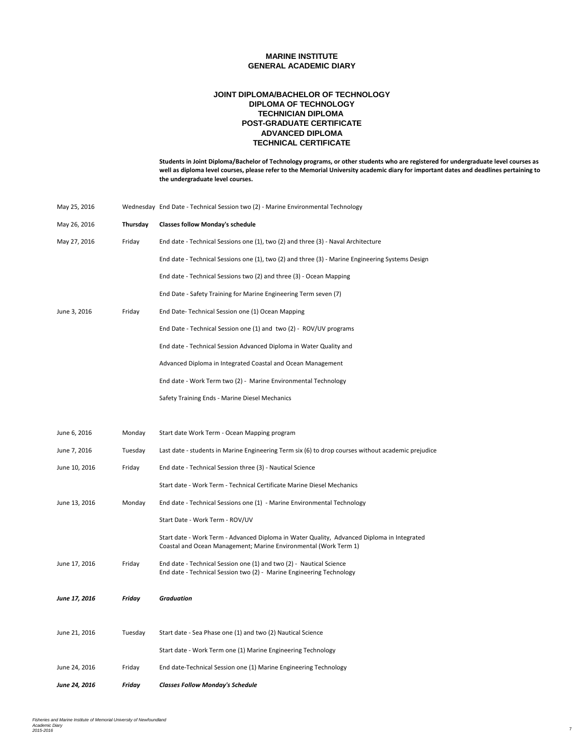# MARINE INSTITUTE
# GENERAL ACADEMIC DIARY

## JOINT DIPLOMA/BACHELOR OF TECHNOLOGY
## DIPLOMA OF TECHNOLOGY
## TECHNICIAN DIPLOMA
## POST-GRADUATE CERTIFICATE
## ADVANCED DIPLOMA
## TECHNICAL CERTIFICATE

**Students in Joint Diploma/Bachelor of Technology programs, or other students who are registered for undergraduate level courses as well as diploma level courses, please refer to the Memorial University academic diary for important dates and deadlines pertaining to the undergraduate level courses.**

| Date | Day | Event |
|---|---|---|
| May 25, 2016 | Wednesday | End Date - Technical Session two (2) - Marine Environmental Technology |
| May 26, 2016 | **Thursday** | **Classes follow Monday's schedule** |
| May 27, 2016 | Friday | End date - Technical Sessions one (1), two (2) and three (3) - Naval Architecture |
| | | End date - Technical Sessions one (1), two (2) and three (3) - Marine Engineering Systems Design |
| | | End date - Technical Sessions two (2) and three (3) - Ocean Mapping |
| | | End Date - Safety Training for Marine Engineering Term seven (7) |
| June 3, 2016 | Friday | End Date- Technical Session one (1) Ocean Mapping |
| | | End Date - Technical Session one (1) and two (2) - ROV/UV programs |
| | | End date - Technical Session Advanced Diploma in Water Quality and |
| | | Advanced Diploma in Integrated Coastal and Ocean Management |
| | | End date - Work Term two (2) - Marine Environmental Technology |
| | | Safety Training Ends - Marine Diesel Mechanics |
| June 6, 2016 | Monday | Start date Work Term - Ocean Mapping program |
| June 7, 2016 | Tuesday | Last date - students in Marine Engineering Term six (6) to drop courses without academic prejudice |
| June 10, 2016 | Friday | End date - Technical Session three (3) - Nautical Science |
| | | Start date - Work Term - Technical Certificate Marine Diesel Mechanics |
| June 13, 2016 | Monday | End date - Technical Sessions one (1) - Marine Environmental Technology |
| | | Start Date - Work Term - ROV/UV |
| | | Start date - Work Term - Advanced Diploma in Water Quality, Advanced Diploma in Integrated Coastal and Ocean Management; Marine Environmental (Work Term 1) |
| June 17, 2016 | Friday | End date - Technical Session one (1) and two (2) - Nautical Science<br>End date - Technical Session two (2) - Marine Engineering Technology |
| ***June 17, 2016*** | ***Friday*** | ***Graduation*** |
| June 21, 2016 | Tuesday | Start date - Sea Phase one (1) and two (2) Nautical Science |
| | | Start date - Work Term one (1) Marine Engineering Technology |
| June 24, 2016 | Friday | End date-Technical Session one (1) Marine Engineering Technology |
| ***June 24, 2016*** | ***Friday*** | ***Classes Follow Monday's Schedule*** |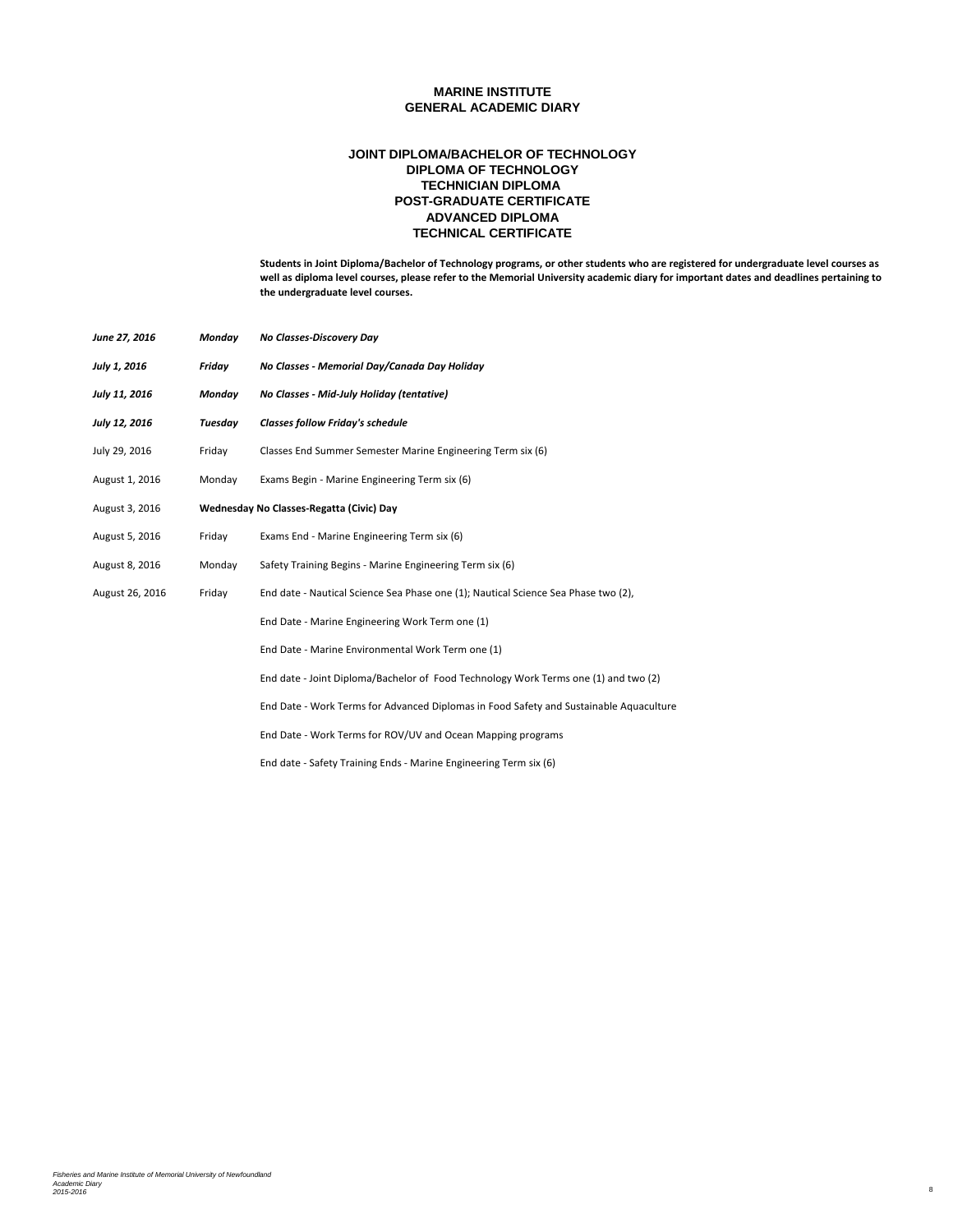# MARINE INSTITUTE
# GENERAL ACADEMIC DIARY

## JOINT DIPLOMA/BACHELOR OF TECHNOLOGY
## DIPLOMA OF TECHNOLOGY
## TECHNICIAN DIPLOMA
## POST-GRADUATE CERTIFICATE
## ADVANCED DIPLOMA
## TECHNICAL CERTIFICATE

**Students in Joint Diploma/Bachelor of Technology programs, or other students who are registered for undergraduate level courses as well as diploma level courses, please refer to the Memorial University academic diary for important dates and deadlines pertaining to the undergraduate level courses.**

| Date | Day | Event |
|---|---|---|
| ***June 27, 2016*** | ***Monday*** | ***No Classes-Discovery Day*** |
| ***July 1, 2016*** | ***Friday*** | ***No Classes - Memorial Day/Canada Day Holiday*** |
| ***July 11, 2016*** | ***Monday*** | ***No Classes - Mid-July Holiday (tentative)*** |
| ***July 12, 2016*** | ***Tuesday*** | ***Classes follow Friday's schedule*** |
| July 29, 2016 | Friday | Classes End Summer Semester Marine Engineering Term six (6) |
| August 1, 2016 | Monday | Exams Begin - Marine Engineering Term six (6) |
| August 3, 2016 | **Wednesday** | **No Classes-Regatta (Civic) Day** |
| August 5, 2016 | Friday | Exams End - Marine Engineering Term six (6) |
| August 8, 2016 | Monday | Safety Training Begins - Marine Engineering Term six (6) |
| August 26, 2016 | Friday | End date - Nautical Science Sea Phase one (1); Nautical Science Sea Phase two (2), |
| | | End Date - Marine Engineering Work Term one (1) |
| | | End Date - Marine Environmental Work Term one (1) |
| | | End date - Joint Diploma/Bachelor of Food Technology Work Terms one (1) and two (2) |
| | | End Date - Work Terms for Advanced Diplomas in Food Safety and Sustainable Aquaculture |
| | | End Date - Work Terms for ROV/UV and Ocean Mapping programs |
| | | End date - Safety Training Ends - Marine Engineering Term six (6) |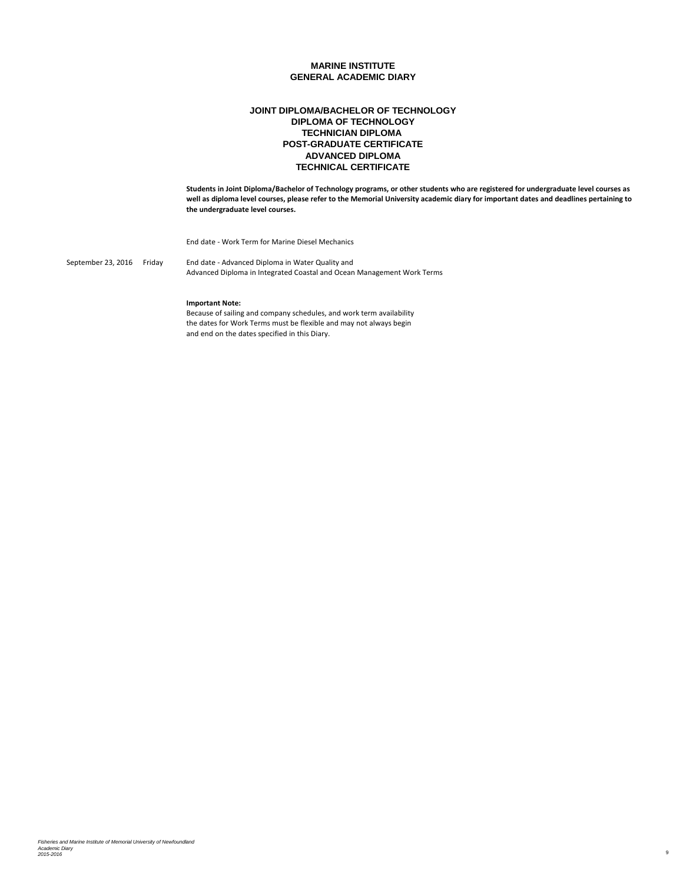# MARINE INSTITUTE
# GENERAL ACADEMIC DIARY

## JOINT DIPLOMA/BACHELOR OF TECHNOLOGY
## DIPLOMA OF TECHNOLOGY
## TECHNICIAN DIPLOMA
## POST-GRADUATE CERTIFICATE
## ADVANCED DIPLOMA
## TECHNICAL CERTIFICATE

**Students in Joint Diploma/Bachelor of Technology programs, or other students who are registered for undergraduate level courses as well as diploma level courses, please refer to the Memorial University academic diary for important dates and deadlines pertaining to the undergraduate level courses.**

| | | |
|---|---|---|
| | | End date - Work Term for Marine Diesel Mechanics |
| September 23, 2016 | Friday | End date - Advanced Diploma in Water Quality and Advanced Diploma in Integrated Coastal and Ocean Management Work Terms |

**Important Note:**
Because of sailing and company schedules, and work term availability the dates for Work Terms must be flexible and may not always begin and end on the dates specified in this Diary.